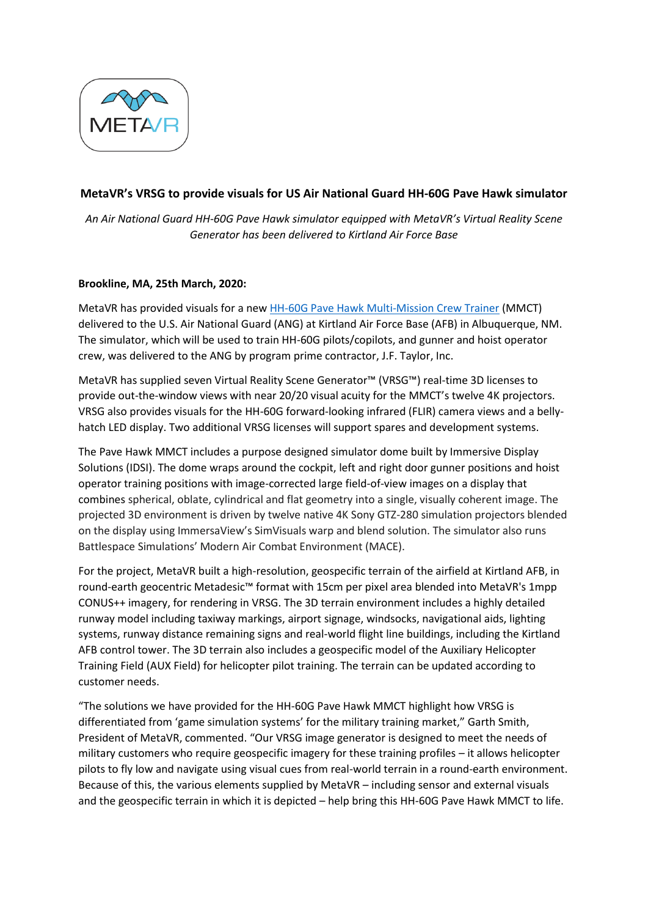**MetaVR's VRSG to provide visuals for US Air National Guard HH-60G Pave Hawk simulator**

*An Air National Guard HH-60G Pave Hawk simulator equipped with MetaVR's Virtual Reality Scene Generator has been delivered to Kirtland Air Force Base*

**Brookline, MA, 25th March, 2020:**

MetaVR has provided visuals for a new [HH-60G Pave Hawk Multi-Mission Crew Trainer](HH-60G Pave Hawk Multi-Mission Crew Trainer) (MMCT) delivered to the U.S. Air National Guard (ANG) at Kirtland Air Force Base (AFB) in Albuquerque, NM. The simulator, which will be used to train HH-60G pilots/copilots, and gunner and hoist operator crew, was delivered to the ANG by program prime contractor, J.F. Taylor, Inc.

MetaVR has supplied seven Virtual Reality Scene Generator™ (VRSG™) real-time 3D licenses to provide out-the-window views with near 20/20 visual acuity for the MMCT's twelve 4K projectors. VRSG also provides visuals for the HH-60G forward-looking infrared (FLIR) camera views and a belly-hatch LED display. Two additional VRSG licenses will support spares and development systems.

The Pave Hawk MMCT includes a purpose designed simulator dome built by Immersive Display Solutions (IDSI). The dome wraps around the cockpit, left and right door gunner positions and hoist operator training positions with image-corrected large field-of-view images on a display that combines spherical, oblate, cylindrical and flat geometry into a single, visually coherent image. The projected 3D environment is driven by twelve native 4K Sony GTZ-280 simulation projectors blended on the display using ImmersaView's SimVisuals warp and blend solution. The simulator also runs Battlespace Simulations' Modern Air Combat Environment (MACE).

For the project, MetaVR built a high-resolution, geospecific terrain of the airfield at Kirtland AFB, in round-earth geocentric Metadesic™ format with 15cm per pixel area blended into MetaVR's 1mpp CONUS++ imagery, for rendering in VRSG. The 3D terrain environment includes a highly detailed runway model including taxiway markings, airport signage, windsocks, navigational aids, lighting systems, runway distance remaining signs and real-world flight line buildings, including the Kirtland AFB control tower. The 3D terrain also includes a geospecific model of the Auxiliary Helicopter Training Field (AUX Field) for helicopter pilot training. The terrain can be updated according to customer needs.

"The solutions we have provided for the HH-60G Pave Hawk MMCT highlight how VRSG is differentiated from 'game simulation systems' for the military training market," Garth Smith, President of MetaVR, commented. "Our VRSG image generator is designed to meet the needs of military customers who require geospecific imagery for these training profiles – it allows helicopter pilots to fly low and navigate using visual cues from real-world terrain in a round-earth environment. Because of this, the various elements supplied by MetaVR – including sensor and external visuals and the geospecific terrain in which it is depicted – help bring this HH-60G Pave Hawk MMCT to life.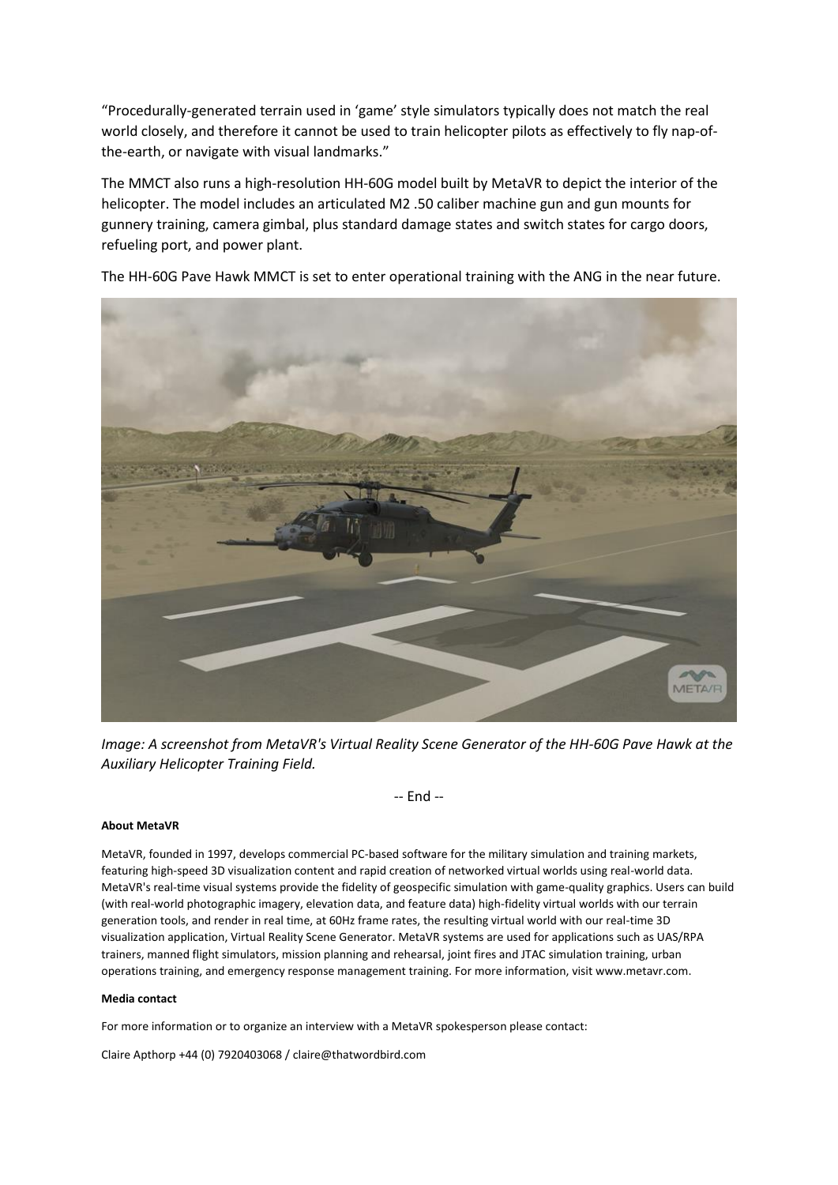"Procedurally-generated terrain used in 'game' style simulators typically does not match the real world closely, and therefore it cannot be used to train helicopter pilots as effectively to fly nap-of-the-earth, or navigate with visual landmarks."

The MMCT also runs a high-resolution HH-60G model built by MetaVR to depict the interior of the helicopter. The model includes an articulated M2 .50 caliber machine gun and gun mounts for gunnery training, camera gimbal, plus standard damage states and switch states for cargo doors, refueling port, and power plant.

The HH-60G Pave Hawk MMCT is set to enter operational training with the ANG in the near future.

*Image: A screenshot from MetaVR's Virtual Reality Scene Generator of the HH-60G Pave Hawk at the Auxiliary Helicopter Training Field.*

-- End --

**About MetaVR**

MetaVR, founded in 1997, develops commercial PC-based software for the military simulation and training markets, featuring high-speed 3D visualization content and rapid creation of networked virtual worlds using real-world data. MetaVR's real-time visual systems provide the fidelity of geospecific simulation with game-quality graphics. Users can build (with real-world photographic imagery, elevation data, and feature data) high-fidelity virtual worlds with our terrain generation tools, and render in real time, at 60Hz frame rates, the resulting virtual world with our real-time 3D visualization application, Virtual Reality Scene Generator. MetaVR systems are used for applications such as UAS/RPA trainers, manned flight simulators, mission planning and rehearsal, joint fires and JTAC simulation training, urban operations training, and emergency response management training. For more information, visit www.metavr.com.

**Media contact**

For more information or to organize an interview with a MetaVR spokesperson please contact:

Claire Apthorp +44 (0) 7920403068 / claire@thatwordbird.com